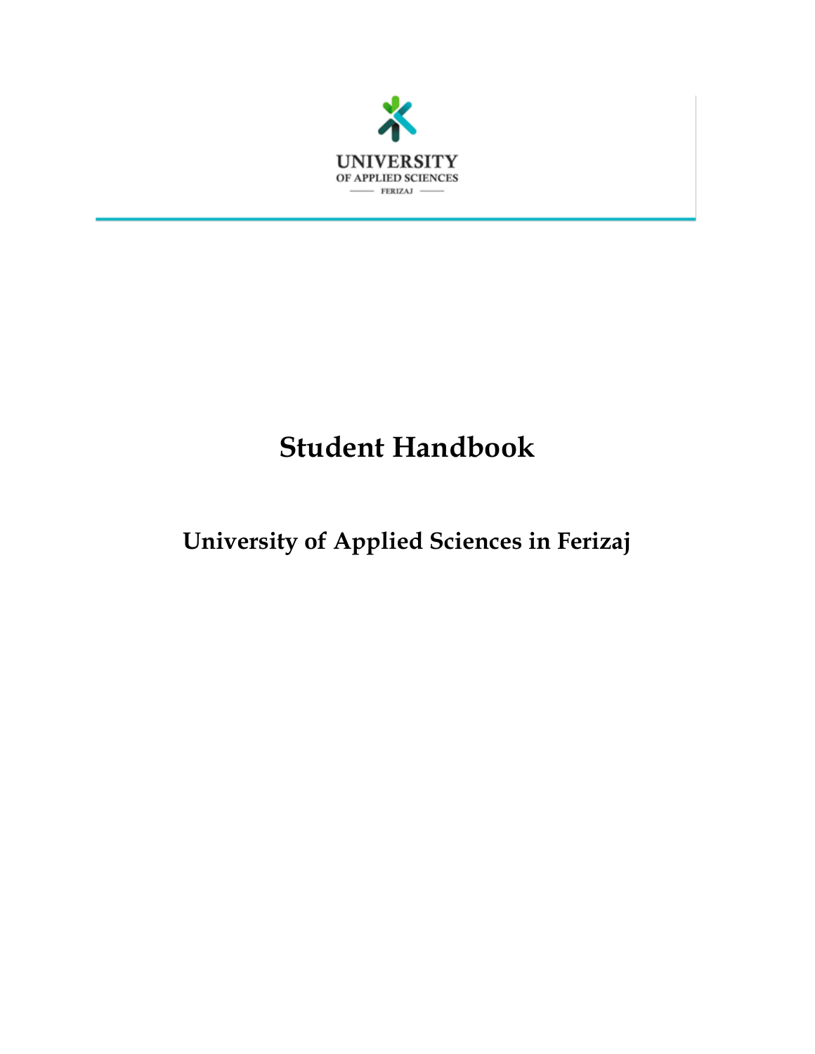UNIVERSITY
OF APPLIED SCIENCES
FERIZAJ

# Student Handbook

## University of Applied Sciences in Ferizaj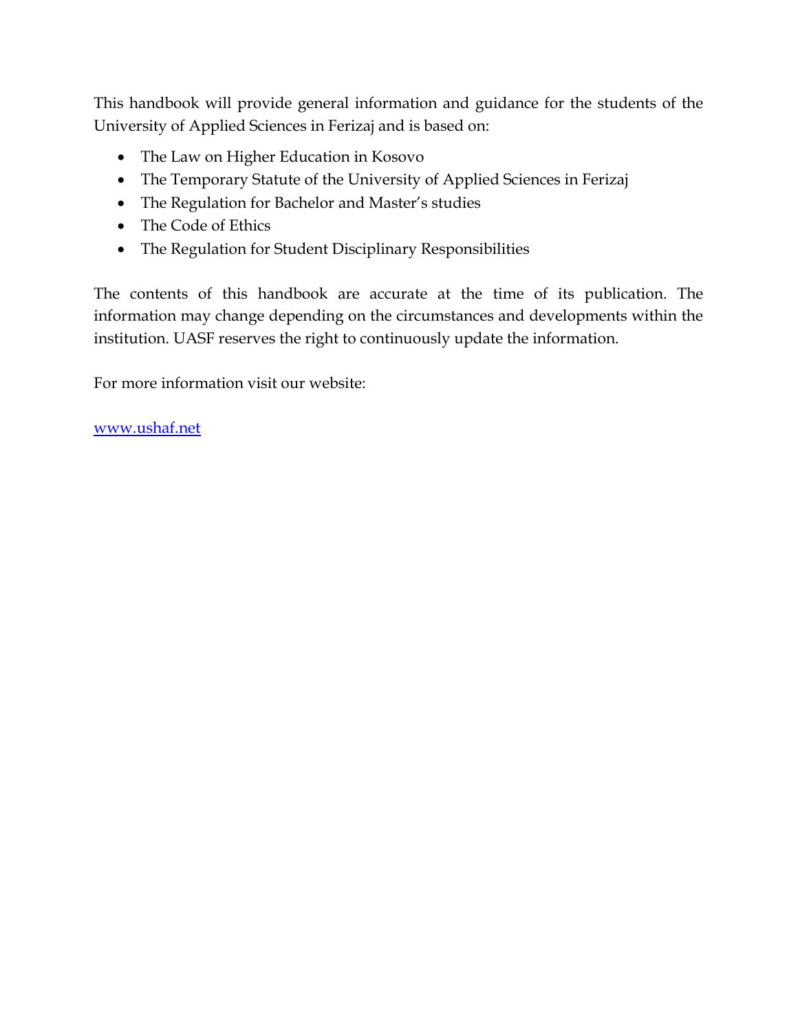This handbook will provide general information and guidance for the students of the University of Applied Sciences in Ferizaj and is based on:

- The Law on Higher Education in Kosovo
- The Temporary Statute of the University of Applied Sciences in Ferizaj
- The Regulation for Bachelor and Master's studies
- The Code of Ethics
- The Regulation for Student Disciplinary Responsibilities

The contents of this handbook are accurate at the time of its publication. The information may change depending on the circumstances and developments within the institution. UASF reserves the right to continuously update the information.

For more information visit our website:

[www.ushaf.net](http://www.ushaf.net)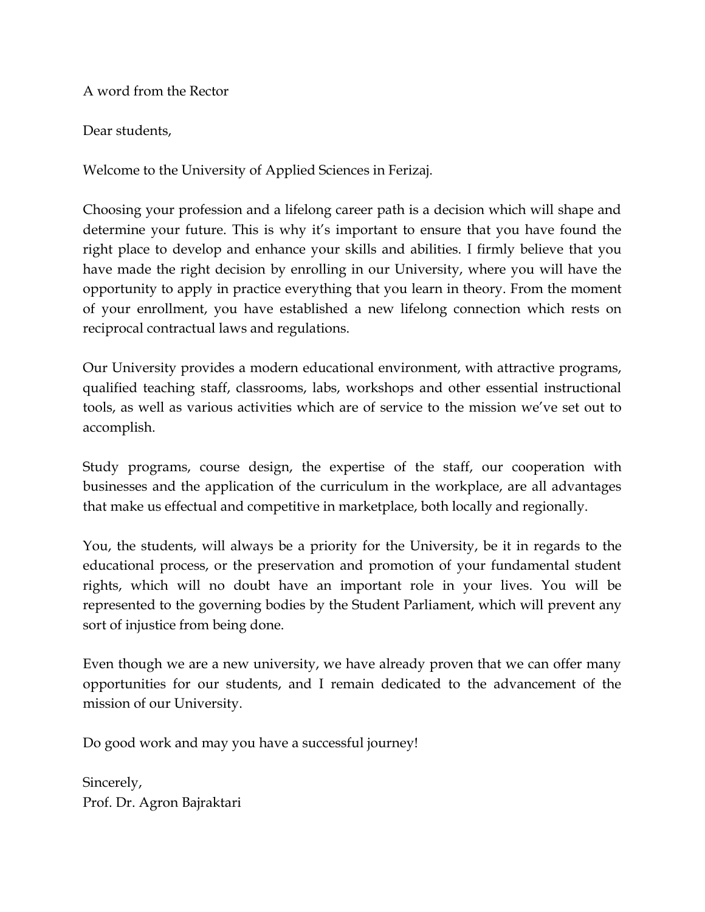A word from the Rector

Dear students,

Welcome to the University of Applied Sciences in Ferizaj.

Choosing your profession and a lifelong career path is a decision which will shape and determine your future. This is why it's important to ensure that you have found the right place to develop and enhance your skills and abilities. I firmly believe that you have made the right decision by enrolling in our University, where you will have the opportunity to apply in practice everything that you learn in theory. From the moment of your enrollment, you have established a new lifelong connection which rests on reciprocal contractual laws and regulations.

Our University provides a modern educational environment, with attractive programs, qualified teaching staff, classrooms, labs, workshops and other essential instructional tools, as well as various activities which are of service to the mission we've set out to accomplish.

Study programs, course design, the expertise of the staff, our cooperation with businesses and the application of the curriculum in the workplace, are all advantages that make us effectual and competitive in marketplace, both locally and regionally.

You, the students, will always be a priority for the University, be it in regards to the educational process, or the preservation and promotion of your fundamental student rights, which will no doubt have an important role in your lives. You will be represented to the governing bodies by the Student Parliament, which will prevent any sort of injustice from being done.

Even though we are a new university, we have already proven that we can offer many opportunities for our students, and I remain dedicated to the advancement of the mission of our University.

Do good work and may you have a successful journey!

Sincerely,
Prof. Dr. Agron Bajraktari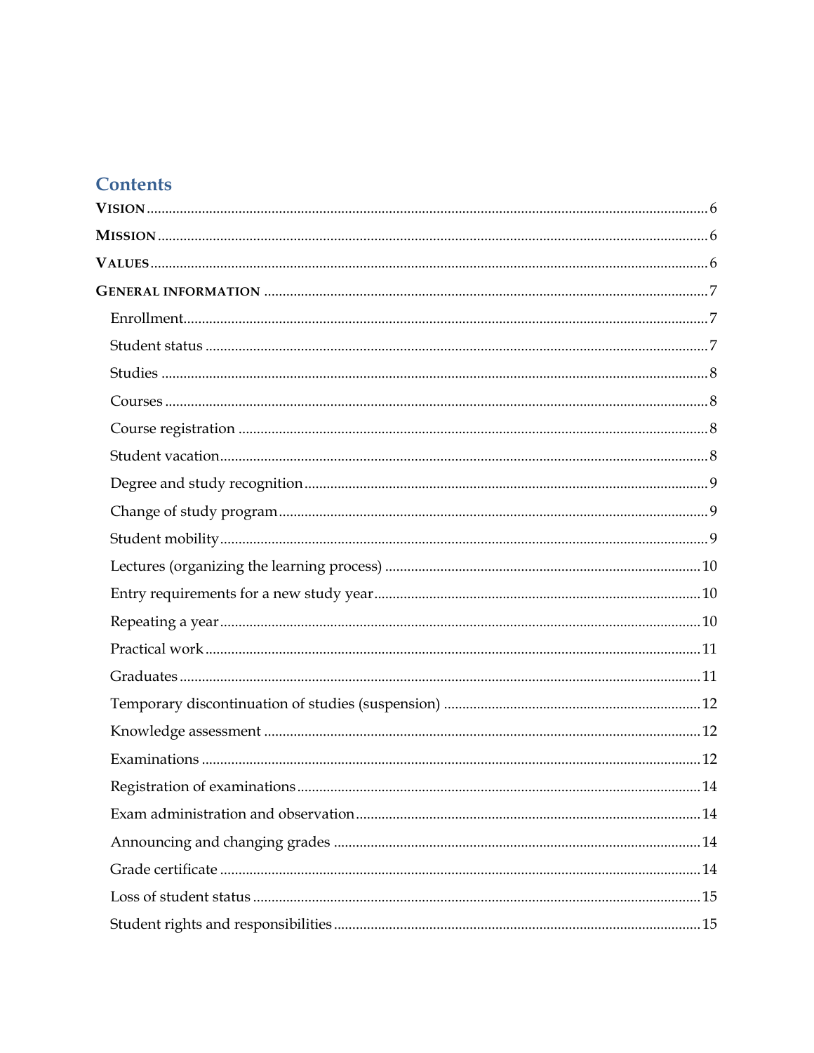# Contents

VISION ........................................................................................................................................ 6

MISSION ...................................................................................................................................... 6

VALUES ....................................................................................................................................... 6

GENERAL INFORMATION ........................................................................................................ 7

- Enrollment ............................................................................................................................. 7
- Student status ........................................................................................................................ 7
- Studies ................................................................................................................................... 8
- Courses .................................................................................................................................. 8
- Course registration ............................................................................................................... 8
- Student vacation .................................................................................................................... 8
- Degree and study recognition ............................................................................................... 9
- Change of study program ..................................................................................................... 9
- Student mobility .................................................................................................................... 9
- Lectures (organizing the learning process) ......................................................................... 10
- Entry requirements for a new study year ............................................................................ 10
- Repeating a year .................................................................................................................. 10
- Practical work ...................................................................................................................... 11
- Graduates ............................................................................................................................. 11
- Temporary discontinuation of studies (suspension) ............................................................ 12
- Knowledge assessment ........................................................................................................ 12
- Examinations ....................................................................................................................... 12
- Registration of examinations ............................................................................................... 14
- Exam administration and observation ................................................................................. 14
- Announcing and changing grades ....................................................................................... 14
- Grade certificate .................................................................................................................. 14
- Loss of student status ........................................................................................................... 15
- Student rights and responsibilities ....................................................................................... 15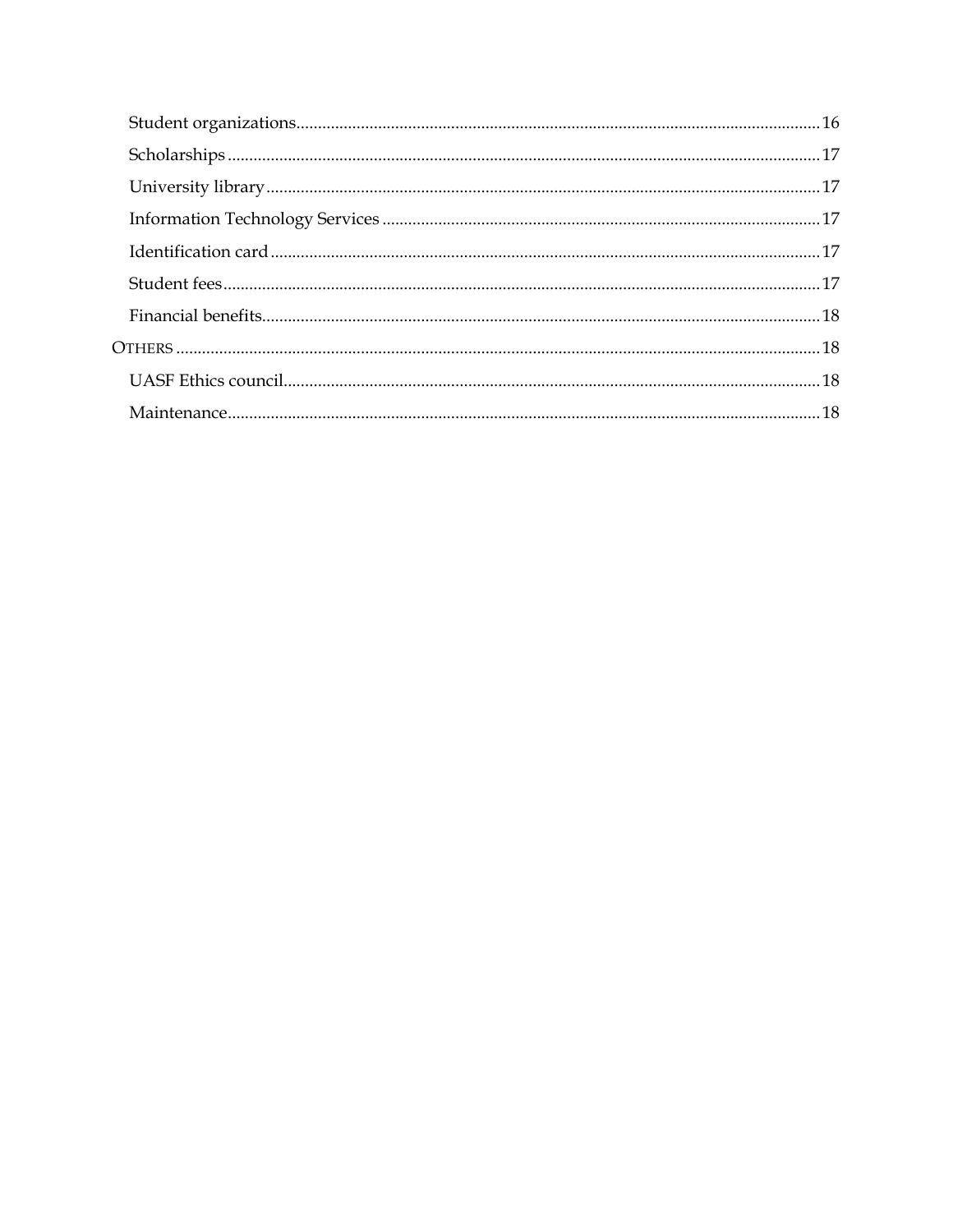Student organizations ........ 16

Scholarships ........ 17

University library ........ 17

Information Technology Services ........ 17

Identification card ........ 17

Student fees ........ 17

Financial benefits ........ 18

OTHERS ........ 18

UASF Ethics council ........ 18

Maintenance ........ 18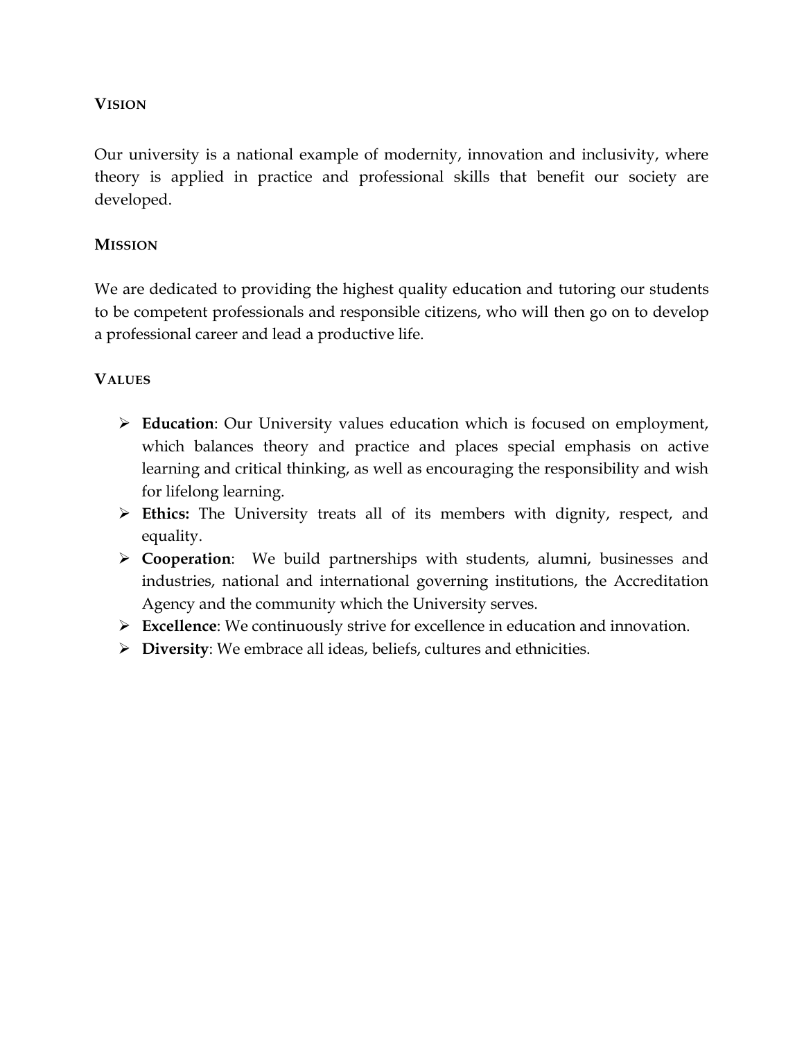## VISION

Our university is a national example of modernity, innovation and inclusivity, where theory is applied in practice and professional skills that benefit our society are developed.

## MISSION

We are dedicated to providing the highest quality education and tutoring our students to be competent professionals and responsible citizens, who will then go on to develop a professional career and lead a productive life.

## VALUES

- **Education**: Our University values education which is focused on employment, which balances theory and practice and places special emphasis on active learning and critical thinking, as well as encouraging the responsibility and wish for lifelong learning.
- **Ethics:** The University treats all of its members with dignity, respect, and equality.
- **Cooperation**: We build partnerships with students, alumni, businesses and industries, national and international governing institutions, the Accreditation Agency and the community which the University serves.
- **Excellence**: We continuously strive for excellence in education and innovation.
- **Diversity**: We embrace all ideas, beliefs, cultures and ethnicities.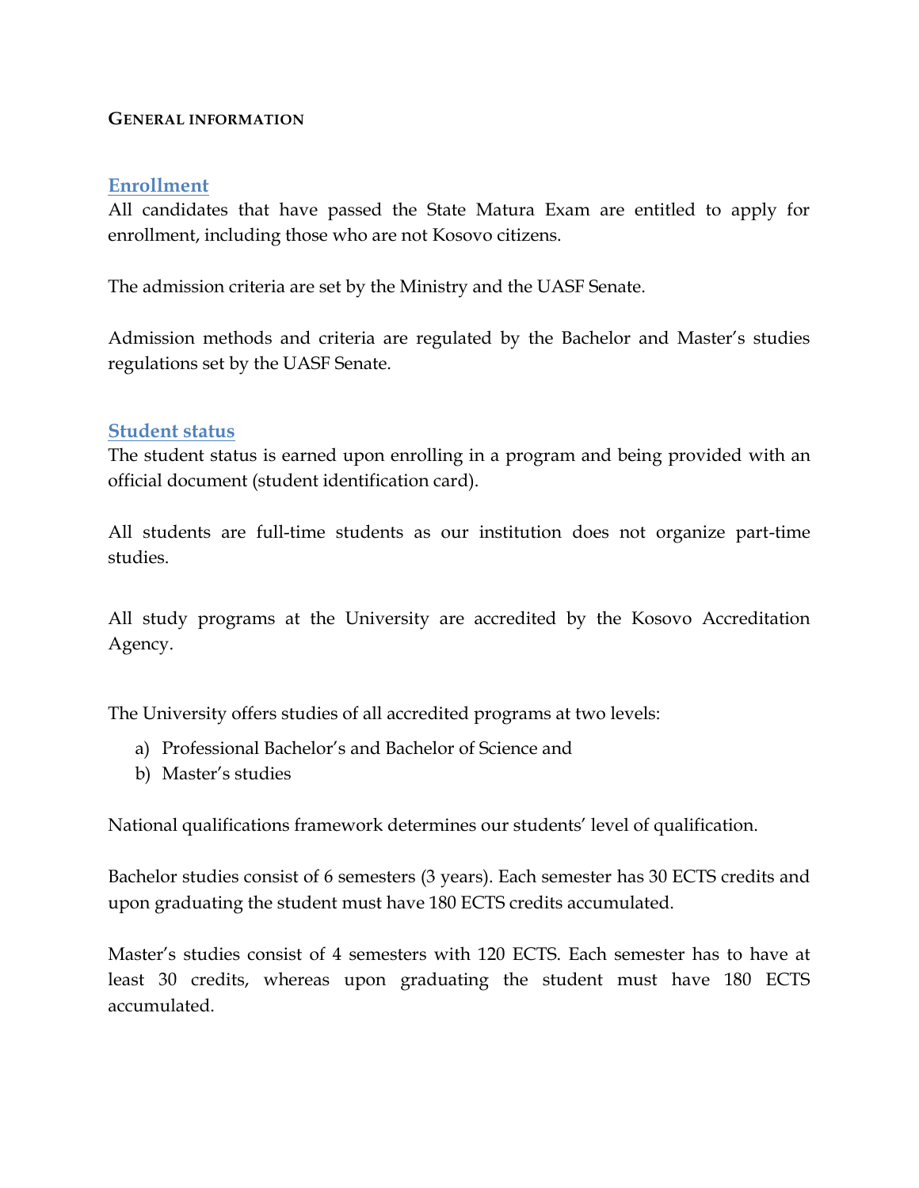# General information

## Enrollment

All candidates that have passed the State Matura Exam are entitled to apply for enrollment, including those who are not Kosovo citizens.

The admission criteria are set by the Ministry and the UASF Senate.

Admission methods and criteria are regulated by the Bachelor and Master's studies regulations set by the UASF Senate.

## Student status

The student status is earned upon enrolling in a program and being provided with an official document (student identification card).

All students are full-time students as our institution does not organize part-time studies.

All study programs at the University are accredited by the Kosovo Accreditation Agency.

The University offers studies of all accredited programs at two levels:

a) Professional Bachelor's and Bachelor of Science and
b) Master's studies

National qualifications framework determines our students' level of qualification.

Bachelor studies consist of 6 semesters (3 years). Each semester has 30 ECTS credits and upon graduating the student must have 180 ECTS credits accumulated.

Master's studies consist of 4 semesters with 120 ECTS. Each semester has to have at least 30 credits, whereas upon graduating the student must have 180 ECTS accumulated.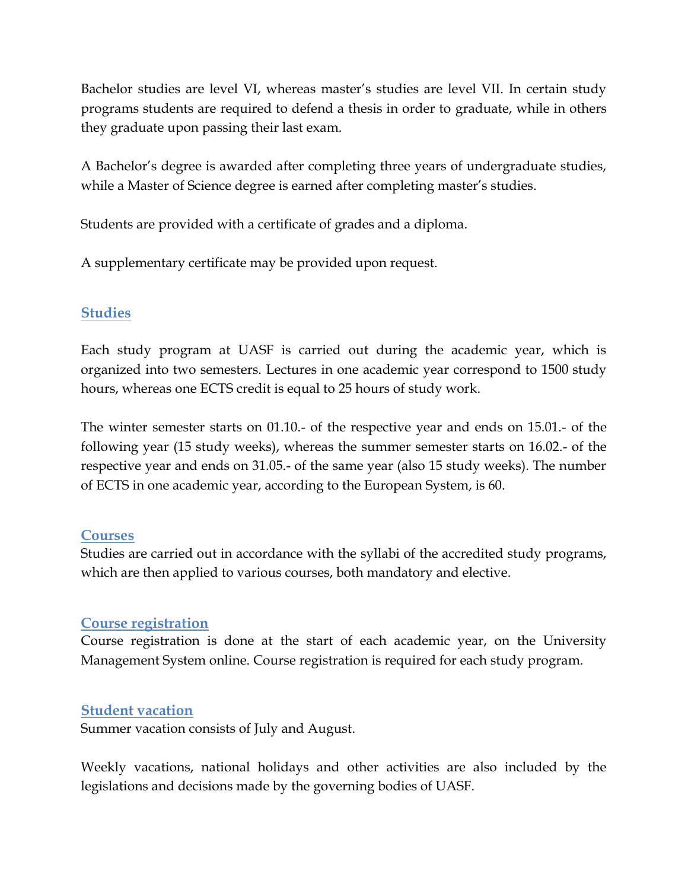Bachelor studies are level VI, whereas master's studies are level VII. In certain study programs students are required to defend a thesis in order to graduate, while in others they graduate upon passing their last exam.

A Bachelor's degree is awarded after completing three years of undergraduate studies, while a Master of Science degree is earned after completing master's studies.

Students are provided with a certificate of grades and a diploma.

A supplementary certificate may be provided upon request.

## Studies

Each study program at UASF is carried out during the academic year, which is organized into two semesters. Lectures in one academic year correspond to 1500 study hours, whereas one ECTS credit is equal to 25 hours of study work.

The winter semester starts on 01.10.- of the respective year and ends on 15.01.- of the following year (15 study weeks), whereas the summer semester starts on 16.02.- of the respective year and ends on 31.05.- of the same year (also 15 study weeks). The number of ECTS in one academic year, according to the European System, is 60.

## Courses

Studies are carried out in accordance with the syllabi of the accredited study programs, which are then applied to various courses, both mandatory and elective.

## Course registration

Course registration is done at the start of each academic year, on the University Management System online. Course registration is required for each study program.

## Student vacation

Summer vacation consists of July and August.

Weekly vacations, national holidays and other activities are also included by the legislations and decisions made by the governing bodies of UASF.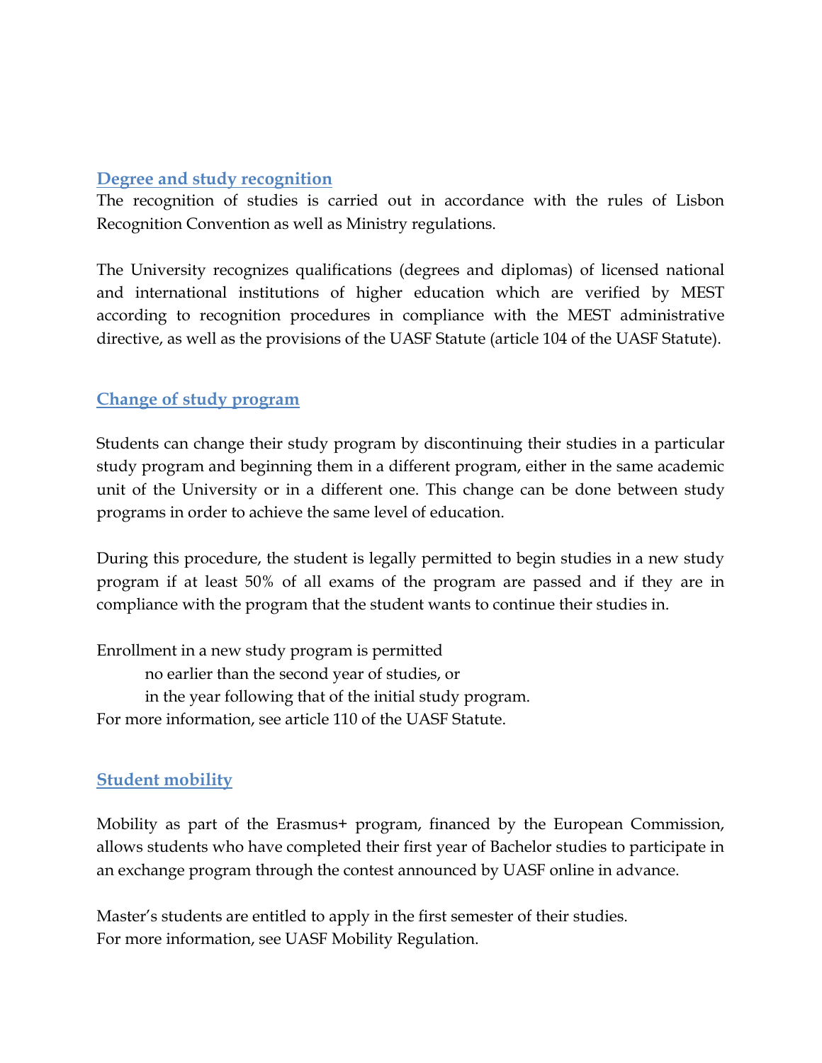## Degree and study recognition

The recognition of studies is carried out in accordance with the rules of Lisbon Recognition Convention as well as Ministry regulations.

The University recognizes qualifications (degrees and diplomas) of licensed national and international institutions of higher education which are verified by MEST according to recognition procedures in compliance with the MEST administrative directive, as well as the provisions of the UASF Statute (article 104 of the UASF Statute).

## Change of study program

Students can change their study program by discontinuing their studies in a particular study program and beginning them in a different program, either in the same academic unit of the University or in a different one. This change can be done between study programs in order to achieve the same level of education.

During this procedure, the student is legally permitted to begin studies in a new study program if at least 50% of all exams of the program are passed and if they are in compliance with the program that the student wants to continue their studies in.

Enrollment in a new study program is permitted

- no earlier than the second year of studies, or
- in the year following that of the initial study program.

For more information, see article 110 of the UASF Statute.

## Student mobility

Mobility as part of the Erasmus+ program, financed by the European Commission, allows students who have completed their first year of Bachelor studies to participate in an exchange program through the contest announced by UASF online in advance.

Master's students are entitled to apply in the first semester of their studies.
For more information, see UASF Mobility Regulation.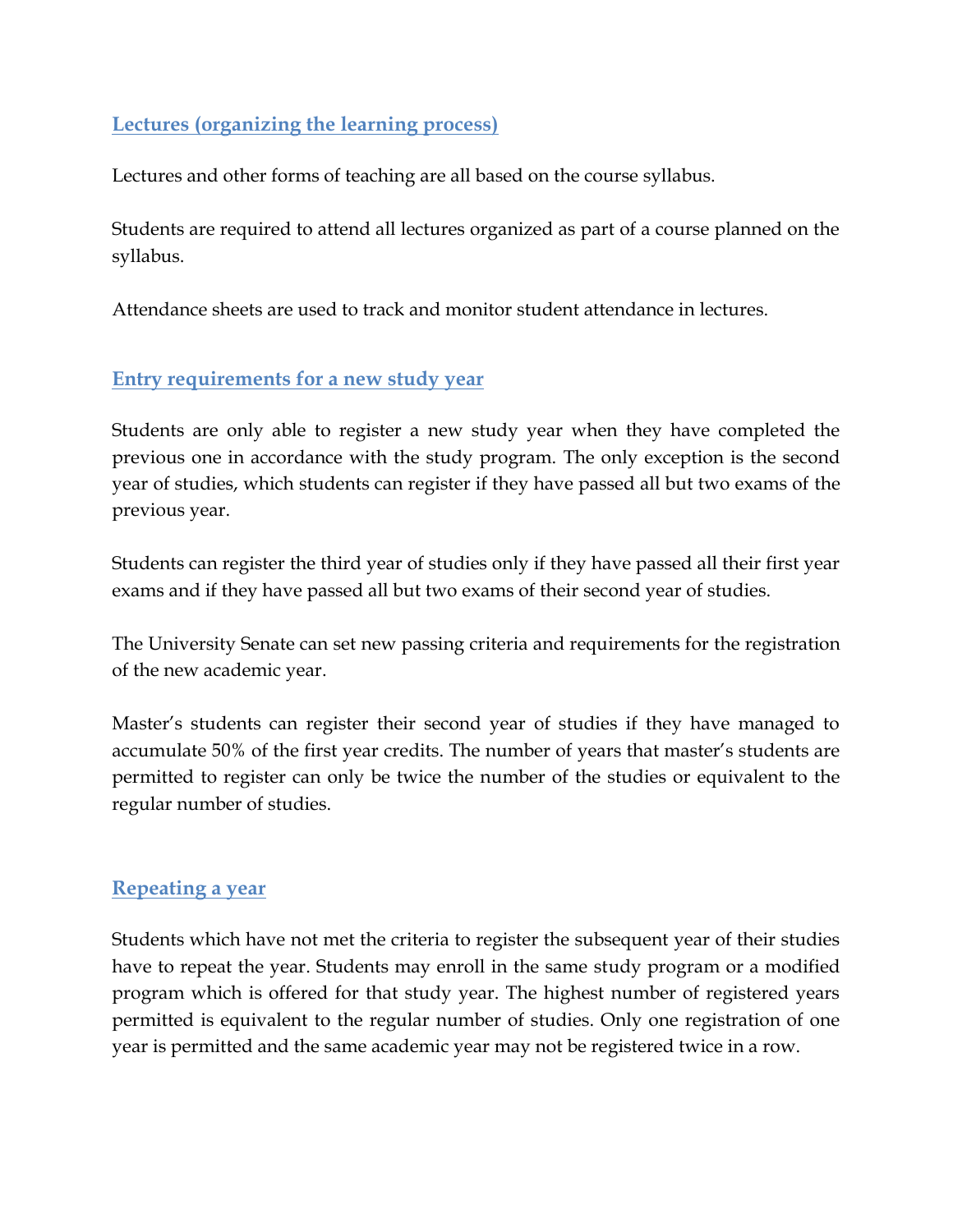## Lectures (organizing the learning process)

Lectures and other forms of teaching are all based on the course syllabus.

Students are required to attend all lectures organized as part of a course planned on the syllabus.

Attendance sheets are used to track and monitor student attendance in lectures.

## Entry requirements for a new study year

Students are only able to register a new study year when they have completed the previous one in accordance with the study program. The only exception is the second year of studies, which students can register if they have passed all but two exams of the previous year.

Students can register the third year of studies only if they have passed all their first year exams and if they have passed all but two exams of their second year of studies.

The University Senate can set new passing criteria and requirements for the registration of the new academic year.

Master's students can register their second year of studies if they have managed to accumulate 50% of the first year credits. The number of years that master's students are permitted to register can only be twice the number of the studies or equivalent to the regular number of studies.

## Repeating a year

Students which have not met the criteria to register the subsequent year of their studies have to repeat the year. Students may enroll in the same study program or a modified program which is offered for that study year. The highest number of registered years permitted is equivalent to the regular number of studies. Only one registration of one year is permitted and the same academic year may not be registered twice in a row.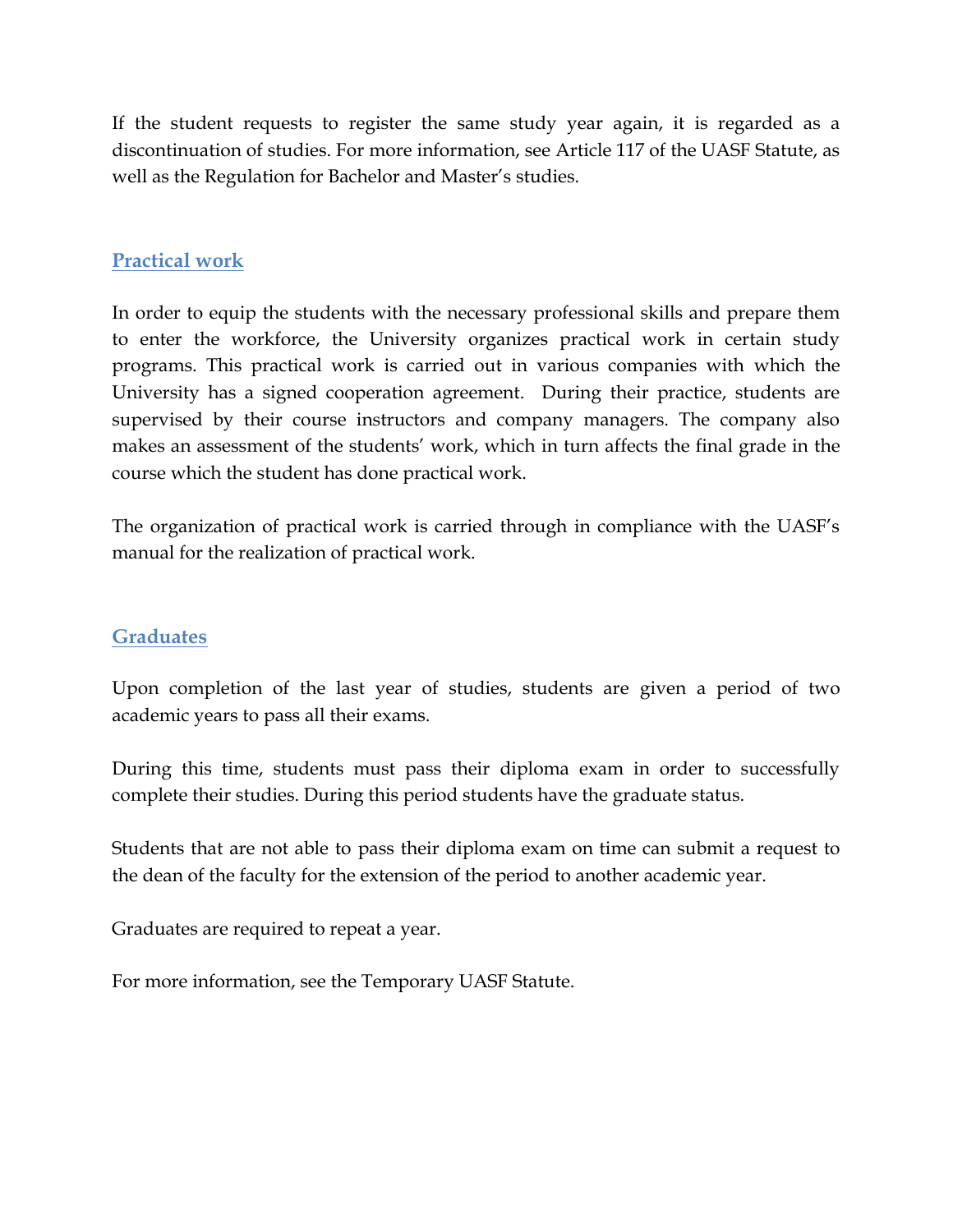If the student requests to register the same study year again, it is regarded as a discontinuation of studies. For more information, see Article 117 of the UASF Statute, as well as the Regulation for Bachelor and Master's studies.

## Practical work

In order to equip the students with the necessary professional skills and prepare them to enter the workforce, the University organizes practical work in certain study programs. This practical work is carried out in various companies with which the University has a signed cooperation agreement. During their practice, students are supervised by their course instructors and company managers. The company also makes an assessment of the students' work, which in turn affects the final grade in the course which the student has done practical work.

The organization of practical work is carried through in compliance with the UASF's manual for the realization of practical work.

## Graduates

Upon completion of the last year of studies, students are given a period of two academic years to pass all their exams.

During this time, students must pass their diploma exam in order to successfully complete their studies. During this period students have the graduate status.

Students that are not able to pass their diploma exam on time can submit a request to the dean of the faculty for the extension of the period to another academic year.

Graduates are required to repeat a year.

For more information, see the Temporary UASF Statute.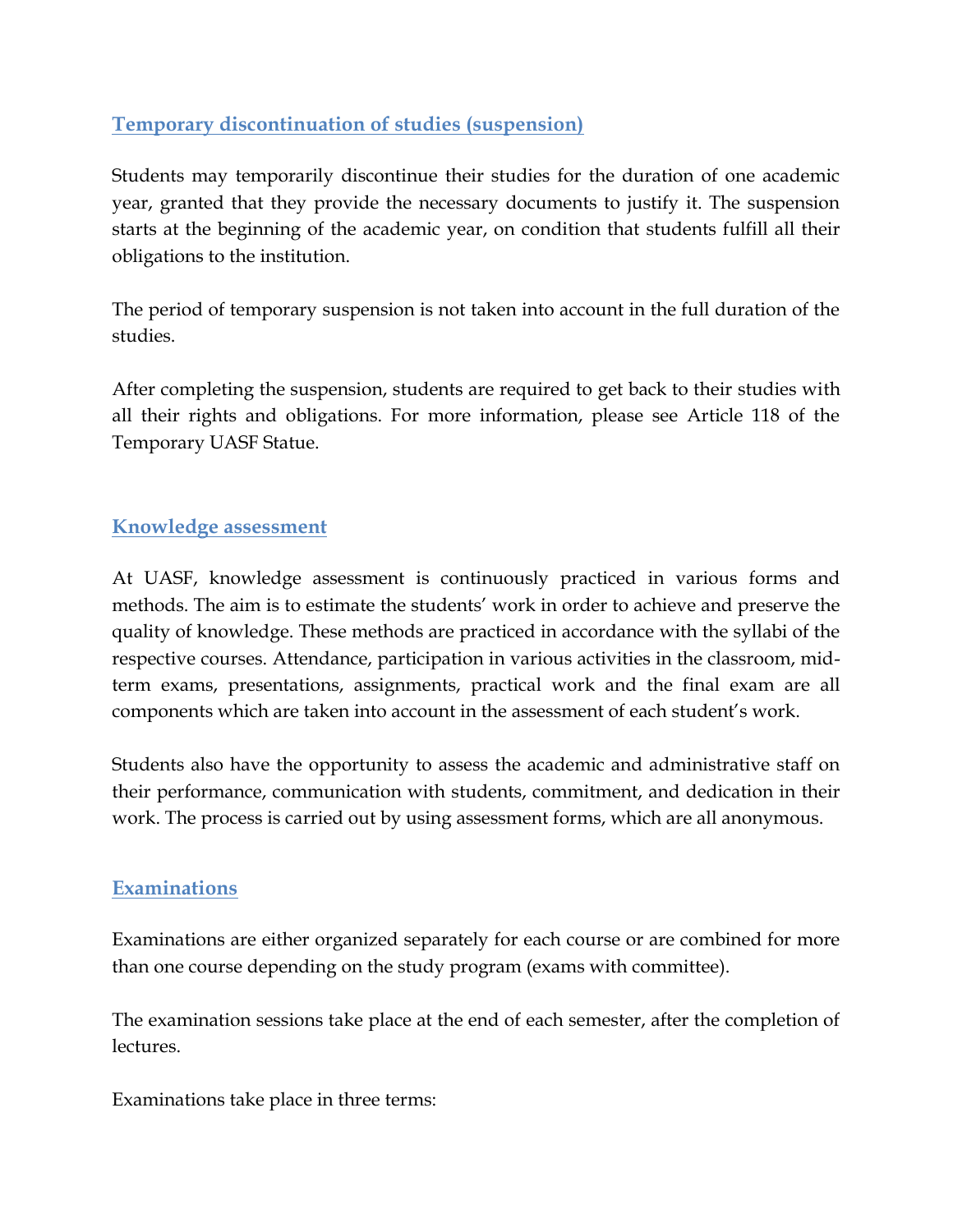## Temporary discontinuation of studies (suspension)

Students may temporarily discontinue their studies for the duration of one academic year, granted that they provide the necessary documents to justify it. The suspension starts at the beginning of the academic year, on condition that students fulfill all their obligations to the institution.

The period of temporary suspension is not taken into account in the full duration of the studies.

After completing the suspension, students are required to get back to their studies with all their rights and obligations. For more information, please see Article 118 of the Temporary UASF Statue.

## Knowledge assessment

At UASF, knowledge assessment is continuously practiced in various forms and methods. The aim is to estimate the students' work in order to achieve and preserve the quality of knowledge. These methods are practiced in accordance with the syllabi of the respective courses. Attendance, participation in various activities in the classroom, mid-term exams, presentations, assignments, practical work and the final exam are all components which are taken into account in the assessment of each student's work.

Students also have the opportunity to assess the academic and administrative staff on their performance, communication with students, commitment, and dedication in their work. The process is carried out by using assessment forms, which are all anonymous.

## Examinations

Examinations are either organized separately for each course or are combined for more than one course depending on the study program (exams with committee).

The examination sessions take place at the end of each semester, after the completion of lectures.

Examinations take place in three terms: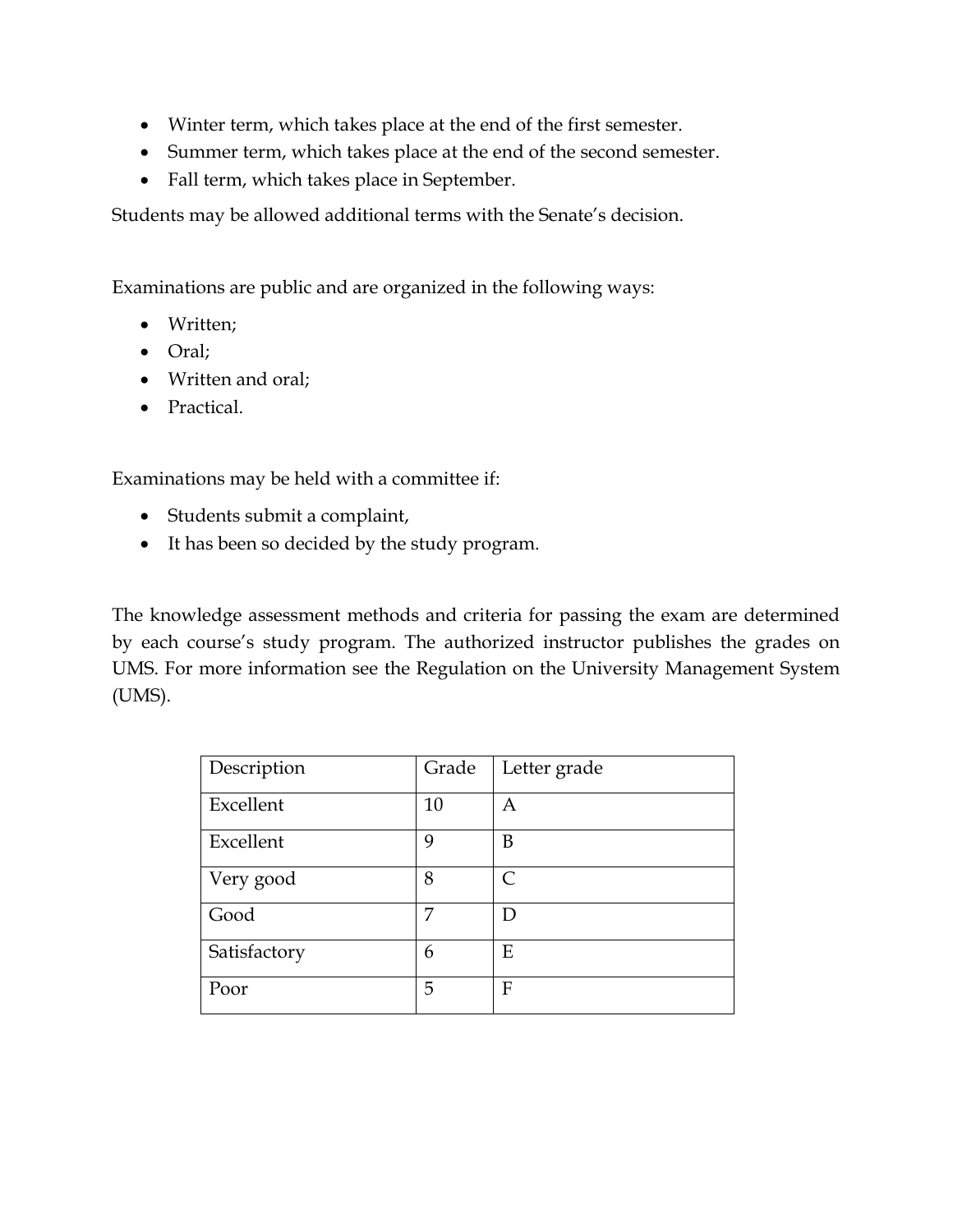- Winter term, which takes place at the end of the first semester.
- Summer term, which takes place at the end of the second semester.
- Fall term, which takes place in September.

Students may be allowed additional terms with the Senate's decision.

Examinations are public and are organized in the following ways:

- Written;
- Oral;
- Written and oral;
- Practical.

Examinations may be held with a committee if:

- Students submit a complaint,
- It has been so decided by the study program.

The knowledge assessment methods and criteria for passing the exam are determined by each course's study program. The authorized instructor publishes the grades on UMS. For more information see the Regulation on the University Management System (UMS).

| Description | Grade | Letter grade |
|---|---|---|
| Excellent | 10 | A |
| Excellent | 9 | B |
| Very good | 8 | C |
| Good | 7 | D |
| Satisfactory | 6 | E |
| Poor | 5 | F |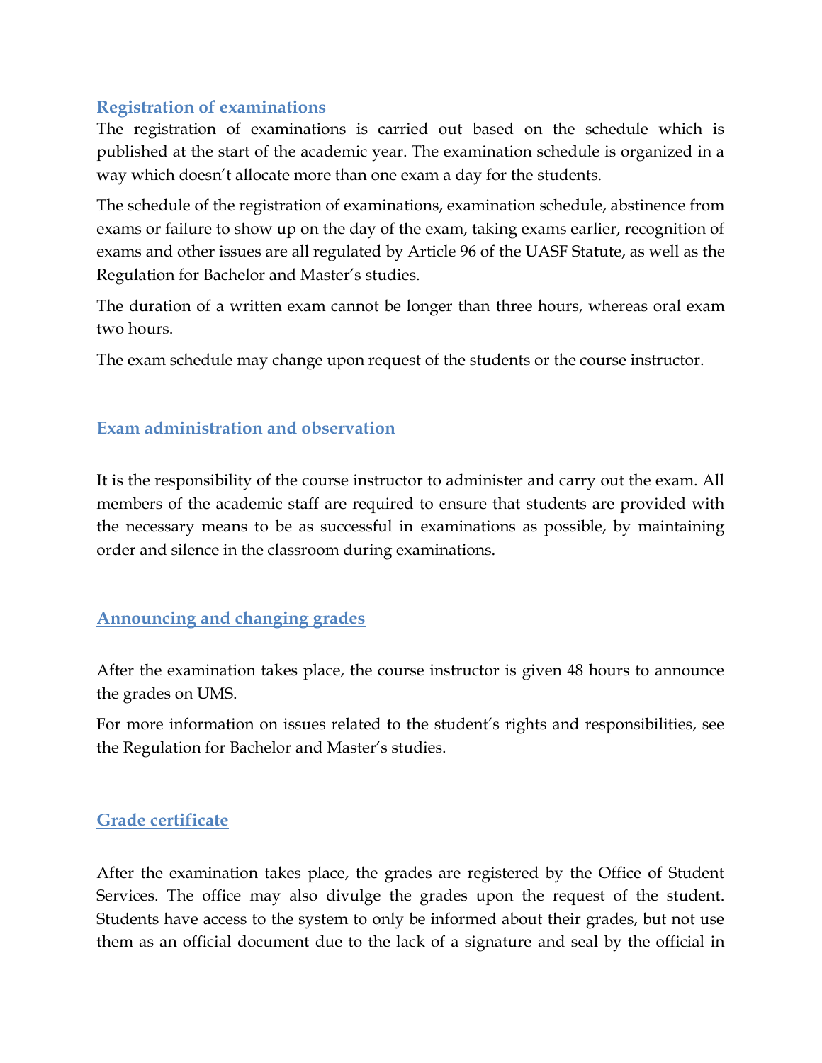## Registration of examinations

The registration of examinations is carried out based on the schedule which is published at the start of the academic year. The examination schedule is organized in a way which doesn't allocate more than one exam a day for the students.

The schedule of the registration of examinations, examination schedule, abstinence from exams or failure to show up on the day of the exam, taking exams earlier, recognition of exams and other issues are all regulated by Article 96 of the UASF Statute, as well as the Regulation for Bachelor and Master's studies.

The duration of a written exam cannot be longer than three hours, whereas oral exam two hours.

The exam schedule may change upon request of the students or the course instructor.

## Exam administration and observation

It is the responsibility of the course instructor to administer and carry out the exam. All members of the academic staff are required to ensure that students are provided with the necessary means to be as successful in examinations as possible, by maintaining order and silence in the classroom during examinations.

## Announcing and changing grades

After the examination takes place, the course instructor is given 48 hours to announce the grades on UMS.

For more information on issues related to the student's rights and responsibilities, see the Regulation for Bachelor and Master's studies.

## Grade certificate

After the examination takes place, the grades are registered by the Office of Student Services. The office may also divulge the grades upon the request of the student. Students have access to the system to only be informed about their grades, but not use them as an official document due to the lack of a signature and seal by the official in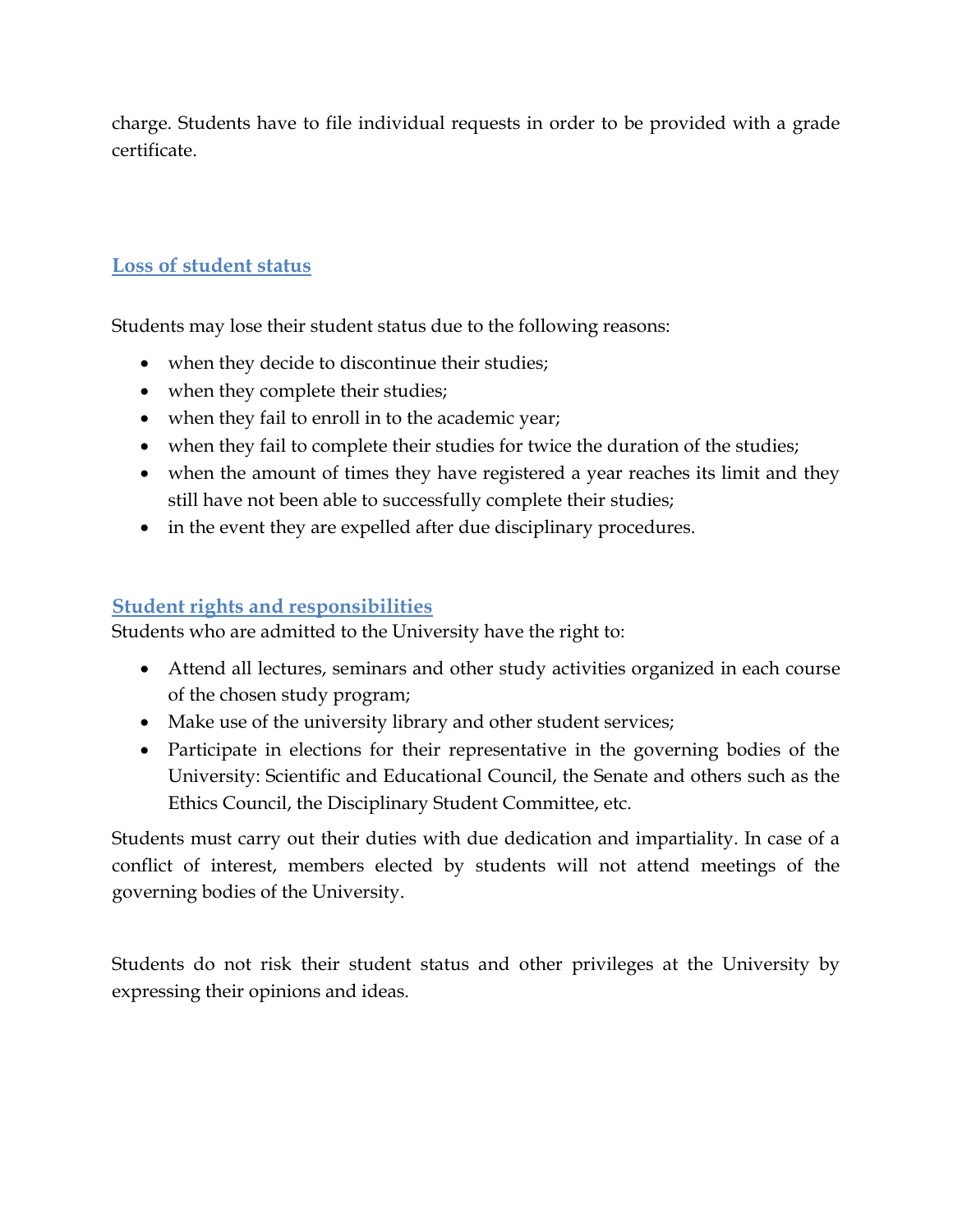charge. Students have to file individual requests in order to be provided with a grade certificate.

## Loss of student status

Students may lose their student status due to the following reasons:

- when they decide to discontinue their studies;
- when they complete their studies;
- when they fail to enroll in to the academic year;
- when they fail to complete their studies for twice the duration of the studies;
- when the amount of times they have registered a year reaches its limit and they still have not been able to successfully complete their studies;
- in the event they are expelled after due disciplinary procedures.

## Student rights and responsibilities

Students who are admitted to the University have the right to:

- Attend all lectures, seminars and other study activities organized in each course of the chosen study program;
- Make use of the university library and other student services;
- Participate in elections for their representative in the governing bodies of the University: Scientific and Educational Council, the Senate and others such as the Ethics Council, the Disciplinary Student Committee, etc.

Students must carry out their duties with due dedication and impartiality. In case of a conflict of interest, members elected by students will not attend meetings of the governing bodies of the University.

Students do not risk their student status and other privileges at the University by expressing their opinions and ideas.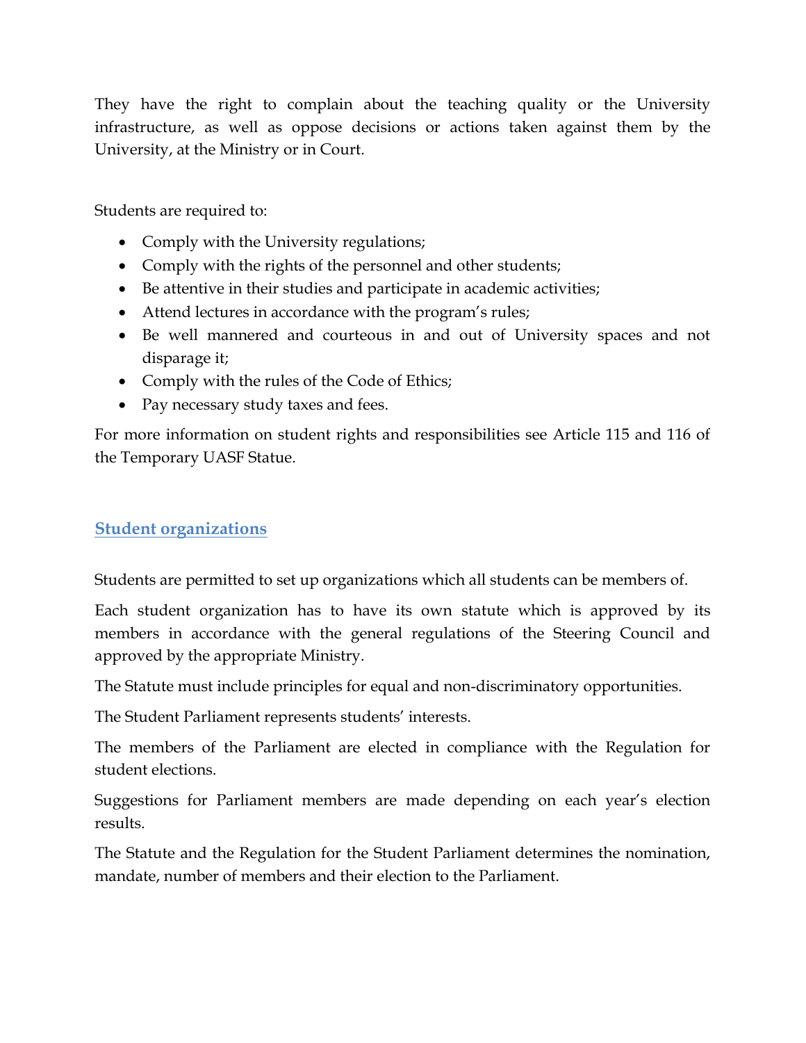They have the right to complain about the teaching quality or the University infrastructure, as well as oppose decisions or actions taken against them by the University, at the Ministry or in Court.

Students are required to:

- Comply with the University regulations;
- Comply with the rights of the personnel and other students;
- Be attentive in their studies and participate in academic activities;
- Attend lectures in accordance with the program's rules;
- Be well mannered and courteous in and out of University spaces and not disparage it;
- Comply with the rules of the Code of Ethics;
- Pay necessary study taxes and fees.

For more information on student rights and responsibilities see Article 115 and 116 of the Temporary UASF Statue.

## Student organizations

Students are permitted to set up organizations which all students can be members of.

Each student organization has to have its own statute which is approved by its members in accordance with the general regulations of the Steering Council and approved by the appropriate Ministry.

The Statute must include principles for equal and non-discriminatory opportunities.

The Student Parliament represents students' interests.

The members of the Parliament are elected in compliance with the Regulation for student elections.

Suggestions for Parliament members are made depending on each year's election results.

The Statute and the Regulation for the Student Parliament determines the nomination, mandate, number of members and their election to the Parliament.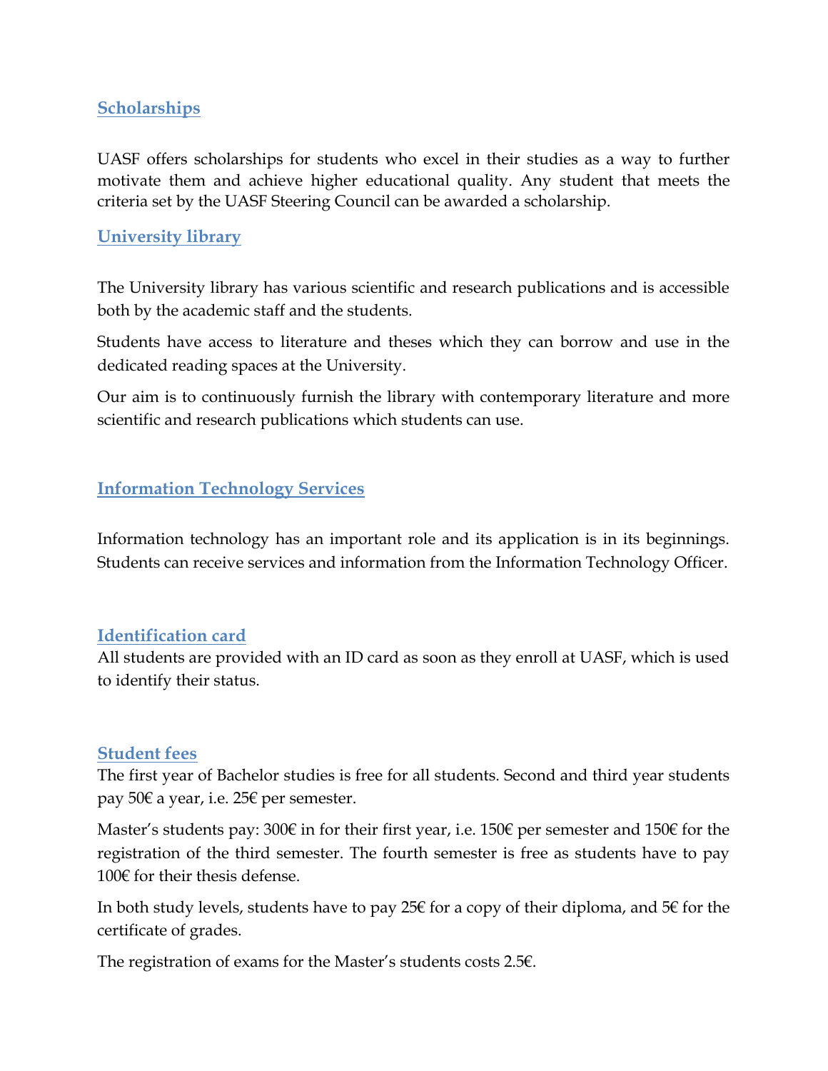## Scholarships

UASF offers scholarships for students who excel in their studies as a way to further motivate them and achieve higher educational quality. Any student that meets the criteria set by the UASF Steering Council can be awarded a scholarship.

## University library

The University library has various scientific and research publications and is accessible both by the academic staff and the students.

Students have access to literature and theses which they can borrow and use in the dedicated reading spaces at the University.

Our aim is to continuously furnish the library with contemporary literature and more scientific and research publications which students can use.

## Information Technology Services

Information technology has an important role and its application is in its beginnings. Students can receive services and information from the Information Technology Officer.

## Identification card

All students are provided with an ID card as soon as they enroll at UASF, which is used to identify their status.

## Student fees

The first year of Bachelor studies is free for all students. Second and third year students pay 50€ a year, i.e. 25€ per semester.

Master's students pay: 300€ in for their first year, i.e. 150€ per semester and 150€ for the registration of the third semester. The fourth semester is free as students have to pay 100€ for their thesis defense.

In both study levels, students have to pay 25€ for a copy of their diploma, and 5€ for the certificate of grades.

The registration of exams for the Master's students costs 2.5€.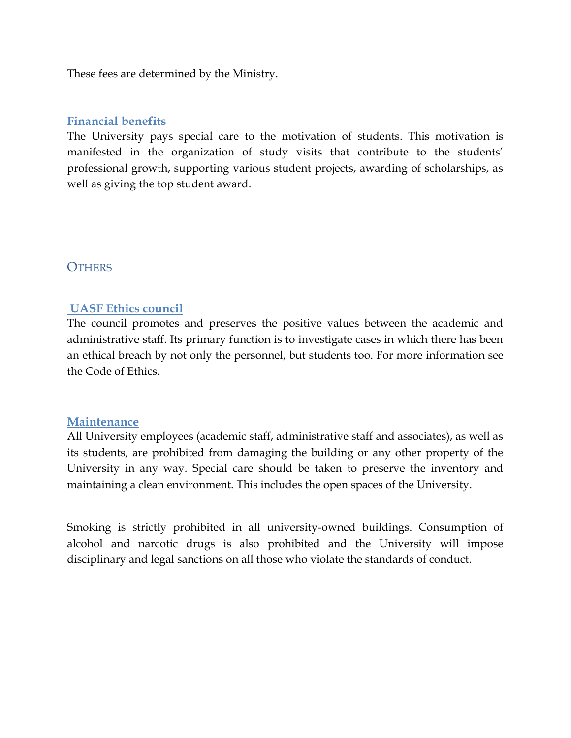These fees are determined by the Ministry.

### Financial benefits

The University pays special care to the motivation of students. This motivation is manifested in the organization of study visits that contribute to the students' professional growth, supporting various student projects, awarding of scholarships, as well as giving the top student award.

## OTHERS

### UASF Ethics council

The council promotes and preserves the positive values between the academic and administrative staff. Its primary function is to investigate cases in which there has been an ethical breach by not only the personnel, but students too. For more information see the Code of Ethics.

### Maintenance

All University employees (academic staff, administrative staff and associates), as well as its students, are prohibited from damaging the building or any other property of the University in any way. Special care should be taken to preserve the inventory and maintaining a clean environment. This includes the open spaces of the University.

Smoking is strictly prohibited in all university-owned buildings. Consumption of alcohol and narcotic drugs is also prohibited and the University will impose disciplinary and legal sanctions on all those who violate the standards of conduct.